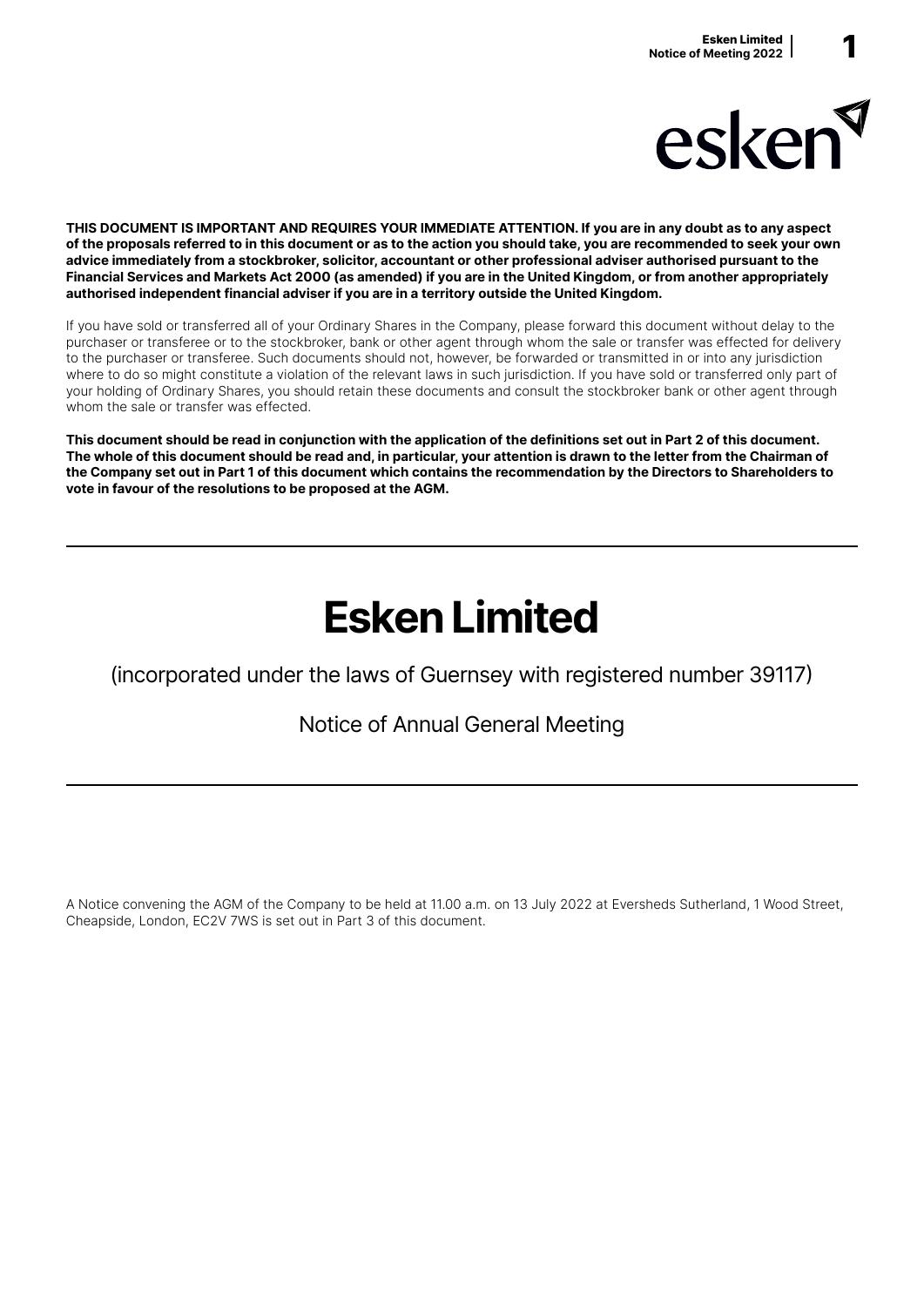**THIS DOCUMENT IS IMPORTANT AND REQUIRES YOUR IMMEDIATE ATTENTION. If you are in any doubt as to any aspect of the proposals referred to in this document or as to the action you should take, you are recommended to seek your own advice immediately from a stockbroker, solicitor, accountant or other professional adviser authorised pursuant to the Financial Services and Markets Act 2000 (as amended) if you are in the United Kingdom, or from another appropriately authorised independent financial adviser if you are in a territory outside the United Kingdom.**

If you have sold or transferred all of your Ordinary Shares in the Company, please forward this document without delay to the purchaser or transferee or to the stockbroker, bank or other agent through whom the sale or transfer was effected for delivery to the purchaser or transferee. Such documents should not, however, be forwarded or transmitted in or into any jurisdiction where to do so might constitute a violation of the relevant laws in such jurisdiction. If you have sold or transferred only part of your holding of Ordinary Shares, you should retain these documents and consult the stockbroker bank or other agent through whom the sale or transfer was effected.

**This document should be read in conjunction with the application of the definitions set out in Part 2 of this document. The whole of this document should be read and, in particular, your attention is drawn to the letter from the Chairman of the Company set out in Part 1 of this document which contains the recommendation by the Directors to Shareholders to vote in favour of the resolutions to be proposed at the AGM.**

---

# Esken Limited

(incorporated under the laws of Guernsey with registered number 39117)

Notice of Annual General Meeting

---

A Notice convening the AGM of the Company to be held at 11.00 a.m. on 13 July 2022 at Eversheds Sutherland, 1 Wood Street, Cheapside, London, EC2V 7WS is set out in Part 3 of this document.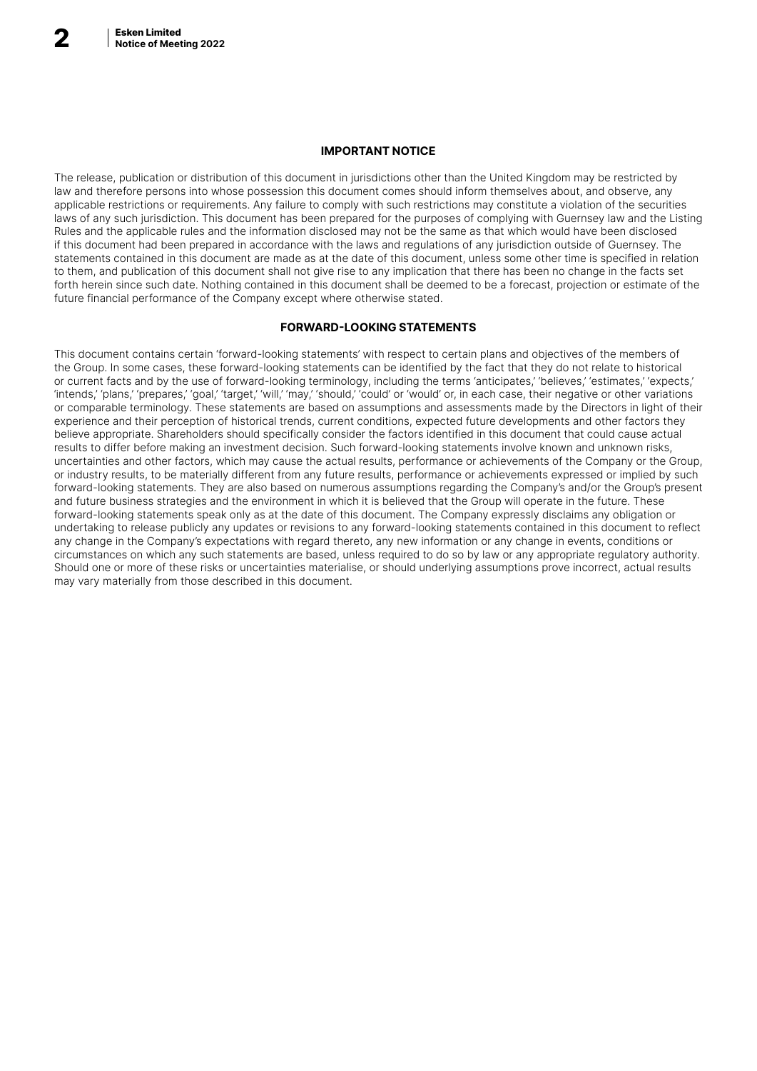## IMPORTANT NOTICE

The release, publication or distribution of this document in jurisdictions other than the United Kingdom may be restricted by law and therefore persons into whose possession this document comes should inform themselves about, and observe, any applicable restrictions or requirements. Any failure to comply with such restrictions may constitute a violation of the securities laws of any such jurisdiction. This document has been prepared for the purposes of complying with Guernsey law and the Listing Rules and the applicable rules and the information disclosed may not be the same as that which would have been disclosed if this document had been prepared in accordance with the laws and regulations of any jurisdiction outside of Guernsey. The statements contained in this document are made as at the date of this document, unless some other time is specified in relation to them, and publication of this document shall not give rise to any implication that there has been no change in the facts set forth herein since such date. Nothing contained in this document shall be deemed to be a forecast, projection or estimate of the future financial performance of the Company except where otherwise stated.

## FORWARD-LOOKING STATEMENTS

This document contains certain 'forward-looking statements' with respect to certain plans and objectives of the members of the Group. In some cases, these forward-looking statements can be identified by the fact that they do not relate to historical or current facts and by the use of forward-looking terminology, including the terms 'anticipates,' 'believes,' 'estimates,' 'expects,' 'intends,' 'plans,' 'prepares,' 'goal,' 'target,' 'will,' 'may,' 'should,' 'could' or 'would' or, in each case, their negative or other variations or comparable terminology. These statements are based on assumptions and assessments made by the Directors in light of their experience and their perception of historical trends, current conditions, expected future developments and other factors they believe appropriate. Shareholders should specifically consider the factors identified in this document that could cause actual results to differ before making an investment decision. Such forward-looking statements involve known and unknown risks, uncertainties and other factors, which may cause the actual results, performance or achievements of the Company or the Group, or industry results, to be materially different from any future results, performance or achievements expressed or implied by such forward-looking statements. They are also based on numerous assumptions regarding the Company's and/or the Group's present and future business strategies and the environment in which it is believed that the Group will operate in the future. These forward-looking statements speak only as at the date of this document. The Company expressly disclaims any obligation or undertaking to release publicly any updates or revisions to any forward-looking statements contained in this document to reflect any change in the Company's expectations with regard thereto, any new information or any change in events, conditions or circumstances on which any such statements are based, unless required to do so by law or any appropriate regulatory authority. Should one or more of these risks or uncertainties materialise, or should underlying assumptions prove incorrect, actual results may vary materially from those described in this document.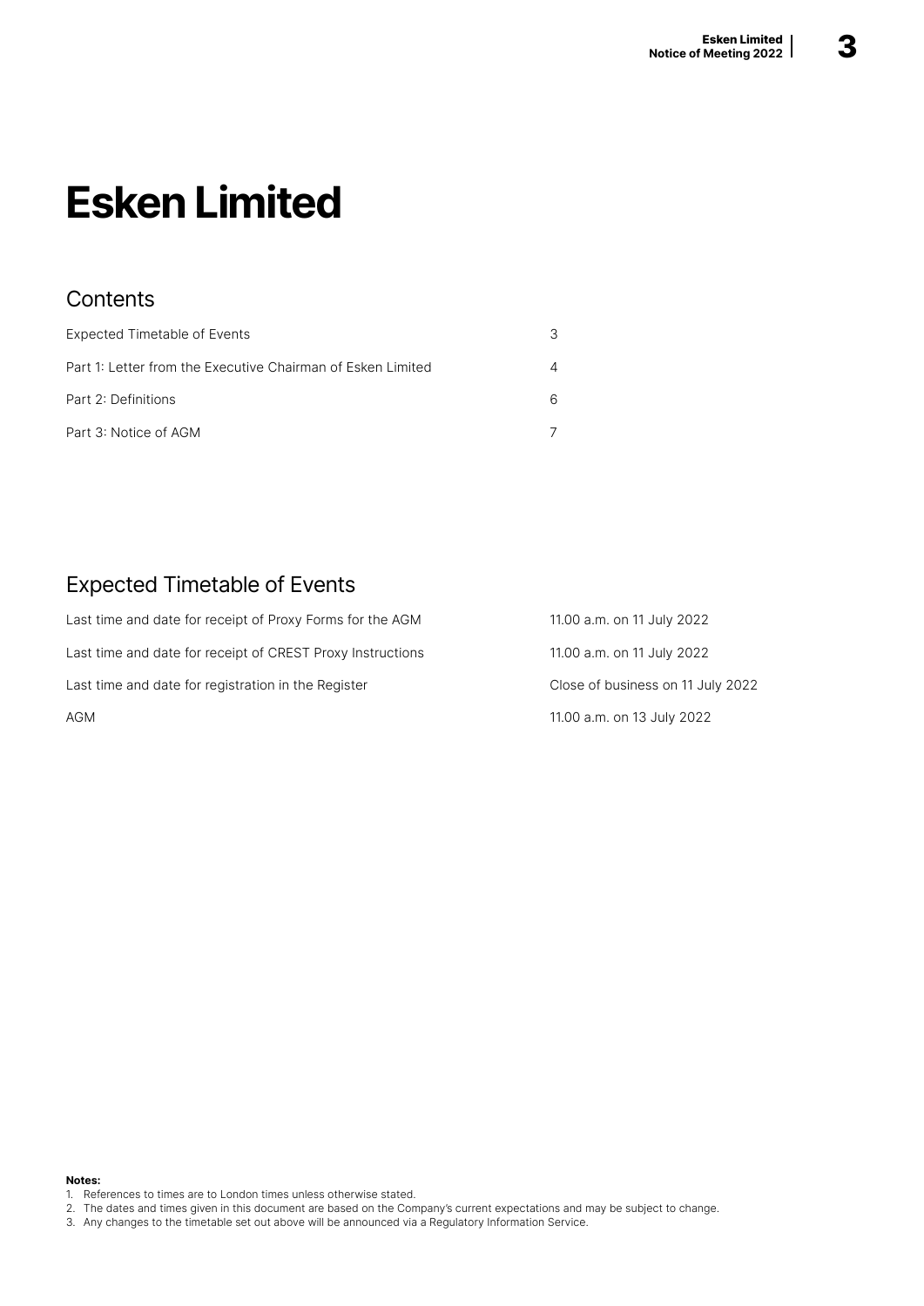# Esken Limited

## Contents

| | |
|---|---|
| Expected Timetable of Events | 3 |
| Part 1: Letter from the Executive Chairman of Esken Limited | 4 |
| Part 2: Definitions | 6 |
| Part 3: Notice of AGM | 7 |

## Expected Timetable of Events

| | |
|---|---|
| Last time and date for receipt of Proxy Forms for the AGM | 11.00 a.m. on 11 July 2022 |
| Last time and date for receipt of CREST Proxy Instructions | 11.00 a.m. on 11 July 2022 |
| Last time and date for registration in the Register | Close of business on 11 July 2022 |
| AGM | 11.00 a.m. on 13 July 2022 |

**Notes:**

1. References to times are to London times unless otherwise stated.
2. The dates and times given in this document are based on the Company's current expectations and may be subject to change.
3. Any changes to the timetable set out above will be announced via a Regulatory Information Service.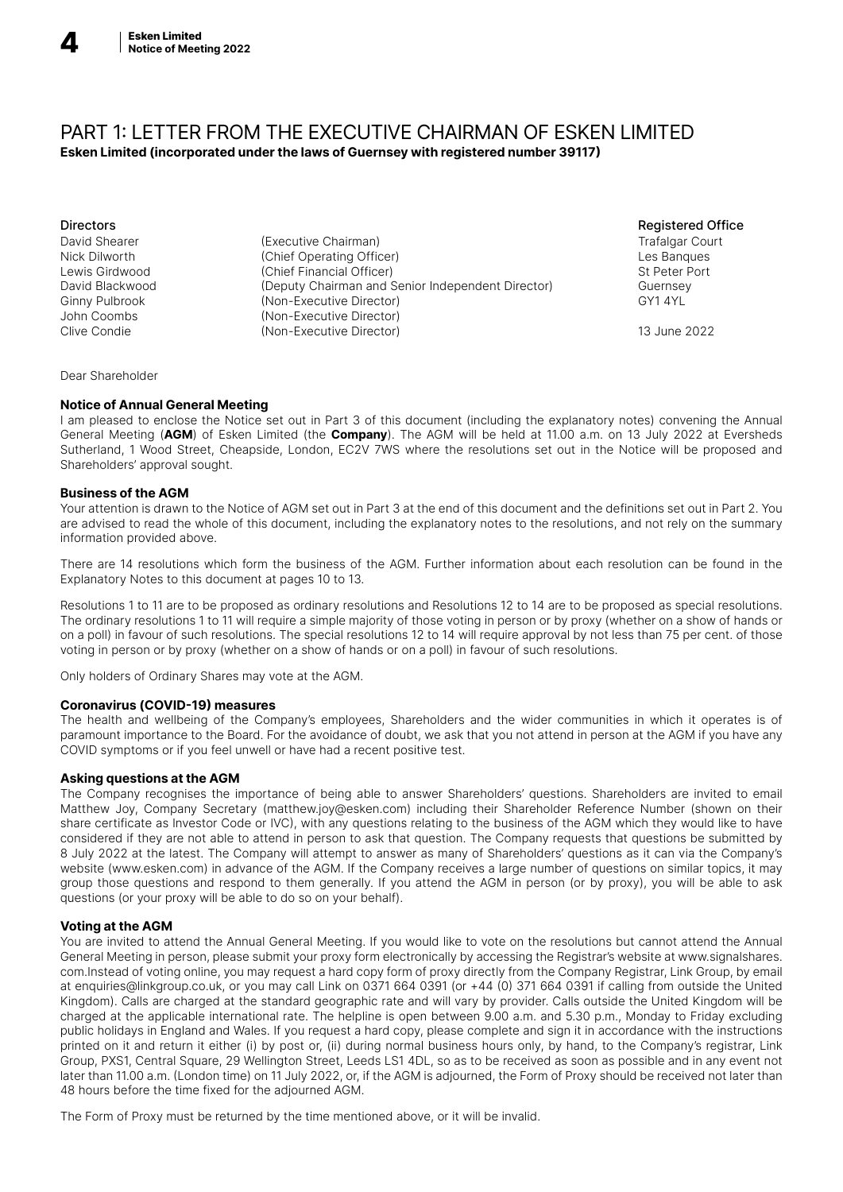# PART 1: LETTER FROM THE EXECUTIVE CHAIRMAN OF ESKEN LIMITED

**Esken Limited (incorporated under the laws of Guernsey with registered number 39117)**

| Directors | | Registered Office |
|---|---|---|
| David Shearer | (Executive Chairman) | Trafalgar Court |
| Nick Dilworth | (Chief Operating Officer) | Les Banques |
| Lewis Girdwood | (Chief Financial Officer) | St Peter Port |
| David Blackwood | (Deputy Chairman and Senior Independent Director) | Guernsey |
| Ginny Pulbrook | (Non-Executive Director) | GY1 4YL |
| John Coombs | (Non-Executive Director) | |
| Clive Condie | (Non-Executive Director) | 13 June 2022 |

Dear Shareholder

**Notice of Annual General Meeting**

I am pleased to enclose the Notice set out in Part 3 of this document (including the explanatory notes) convening the Annual General Meeting (**AGM**) of Esken Limited (the **Company**). The AGM will be held at 11.00 a.m. on 13 July 2022 at Eversheds Sutherland, 1 Wood Street, Cheapside, London, EC2V 7WS where the resolutions set out in the Notice will be proposed and Shareholders' approval sought.

**Business of the AGM**

Your attention is drawn to the Notice of AGM set out in Part 3 at the end of this document and the definitions set out in Part 2. You are advised to read the whole of this document, including the explanatory notes to the resolutions, and not rely on the summary information provided above.

There are 14 resolutions which form the business of the AGM. Further information about each resolution can be found in the Explanatory Notes to this document at pages 10 to 13.

Resolutions 1 to 11 are to be proposed as ordinary resolutions and Resolutions 12 to 14 are to be proposed as special resolutions. The ordinary resolutions 1 to 11 will require a simple majority of those voting in person or by proxy (whether on a show of hands or on a poll) in favour of such resolutions. The special resolutions 12 to 14 will require approval by not less than 75 per cent. of those voting in person or by proxy (whether on a show of hands or on a poll) in favour of such resolutions.

Only holders of Ordinary Shares may vote at the AGM.

**Coronavirus (COVID-19) measures**

The health and wellbeing of the Company's employees, Shareholders and the wider communities in which it operates is of paramount importance to the Board. For the avoidance of doubt, we ask that you not attend in person at the AGM if you have any COVID symptoms or if you feel unwell or have had a recent positive test.

**Asking questions at the AGM**

The Company recognises the importance of being able to answer Shareholders' questions. Shareholders are invited to email Matthew Joy, Company Secretary (matthew.joy@esken.com) including their Shareholder Reference Number (shown on their share certificate as Investor Code or IVC), with any questions relating to the business of the AGM which they would like to have considered if they are not able to attend in person to ask that question. The Company requests that questions be submitted by 8 July 2022 at the latest. The Company will attempt to answer as many of Shareholders' questions as it can via the Company's website (www.esken.com) in advance of the AGM. If the Company receives a large number of questions on similar topics, it may group those questions and respond to them generally. If you attend the AGM in person (or by proxy), you will be able to ask questions (or your proxy will be able to do so on your behalf).

**Voting at the AGM**

You are invited to attend the Annual General Meeting. If you would like to vote on the resolutions but cannot attend the Annual General Meeting in person, please submit your proxy form electronically by accessing the Registrar's website at www.signalshares.com.Instead of voting online, you may request a hard copy form of proxy directly from the Company Registrar, Link Group, by email at enquiries@linkgroup.co.uk, or you may call Link on 0371 664 0391 (or +44 (0) 371 664 0391 if calling from outside the United Kingdom). Calls are charged at the standard geographic rate and will vary by provider. Calls outside the United Kingdom will be charged at the applicable international rate. The helpline is open between 9.00 a.m. and 5.30 p.m., Monday to Friday excluding public holidays in England and Wales. If you request a hard copy, please complete and sign it in accordance with the instructions printed on it and return it either (i) by post or, (ii) during normal business hours only, by hand, to the Company's registrar, Link Group, PXS1, Central Square, 29 Wellington Street, Leeds LS1 4DL, so as to be received as soon as possible and in any event not later than 11.00 a.m. (London time) on 11 July 2022, or, if the AGM is adjourned, the Form of Proxy should be received not later than 48 hours before the time fixed for the adjourned AGM.

The Form of Proxy must be returned by the time mentioned above, or it will be invalid.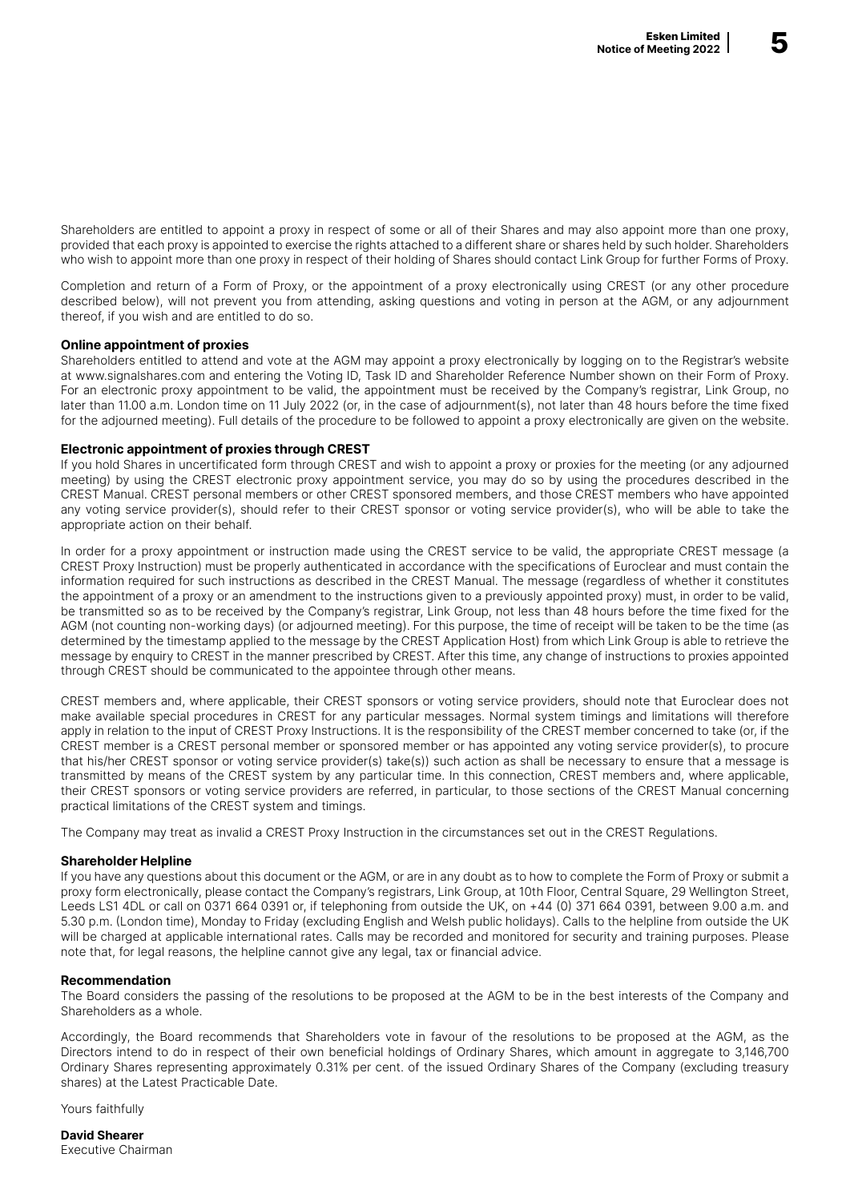Shareholders are entitled to appoint a proxy in respect of some or all of their Shares and may also appoint more than one proxy, provided that each proxy is appointed to exercise the rights attached to a different share or shares held by such holder. Shareholders who wish to appoint more than one proxy in respect of their holding of Shares should contact Link Group for further Forms of Proxy.

Completion and return of a Form of Proxy, or the appointment of a proxy electronically using CREST (or any other procedure described below), will not prevent you from attending, asking questions and voting in person at the AGM, or any adjournment thereof, if you wish and are entitled to do so.

**Online appointment of proxies**

Shareholders entitled to attend and vote at the AGM may appoint a proxy electronically by logging on to the Registrar's website at www.signalshares.com and entering the Voting ID, Task ID and Shareholder Reference Number shown on their Form of Proxy. For an electronic proxy appointment to be valid, the appointment must be received by the Company's registrar, Link Group, no later than 11.00 a.m. London time on 11 July 2022 (or, in the case of adjournment(s), not later than 48 hours before the time fixed for the adjourned meeting). Full details of the procedure to be followed to appoint a proxy electronically are given on the website.

**Electronic appointment of proxies through CREST**

If you hold Shares in uncertificated form through CREST and wish to appoint a proxy or proxies for the meeting (or any adjourned meeting) by using the CREST electronic proxy appointment service, you may do so by using the procedures described in the CREST Manual. CREST personal members or other CREST sponsored members, and those CREST members who have appointed any voting service provider(s), should refer to their CREST sponsor or voting service provider(s), who will be able to take the appropriate action on their behalf.

In order for a proxy appointment or instruction made using the CREST service to be valid, the appropriate CREST message (a CREST Proxy Instruction) must be properly authenticated in accordance with the specifications of Euroclear and must contain the information required for such instructions as described in the CREST Manual. The message (regardless of whether it constitutes the appointment of a proxy or an amendment to the instructions given to a previously appointed proxy) must, in order to be valid, be transmitted so as to be received by the Company's registrar, Link Group, not less than 48 hours before the time fixed for the AGM (not counting non-working days) (or adjourned meeting). For this purpose, the time of receipt will be taken to be the time (as determined by the timestamp applied to the message by the CREST Application Host) from which Link Group is able to retrieve the message by enquiry to CREST in the manner prescribed by CREST. After this time, any change of instructions to proxies appointed through CREST should be communicated to the appointee through other means.

CREST members and, where applicable, their CREST sponsors or voting service providers, should note that Euroclear does not make available special procedures in CREST for any particular messages. Normal system timings and limitations will therefore apply in relation to the input of CREST Proxy Instructions. It is the responsibility of the CREST member concerned to take (or, if the CREST member is a CREST personal member or sponsored member or has appointed any voting service provider(s), to procure that his/her CREST sponsor or voting service provider(s) take(s)) such action as shall be necessary to ensure that a message is transmitted by means of the CREST system by any particular time. In this connection, CREST members and, where applicable, their CREST sponsors or voting service providers are referred, in particular, to those sections of the CREST Manual concerning practical limitations of the CREST system and timings.

The Company may treat as invalid a CREST Proxy Instruction in the circumstances set out in the CREST Regulations.

**Shareholder Helpline**

If you have any questions about this document or the AGM, or are in any doubt as to how to complete the Form of Proxy or submit a proxy form electronically, please contact the Company's registrars, Link Group, at 10th Floor, Central Square, 29 Wellington Street, Leeds LS1 4DL or call on 0371 664 0391 or, if telephoning from outside the UK, on +44 (0) 371 664 0391, between 9.00 a.m. and 5.30 p.m. (London time), Monday to Friday (excluding English and Welsh public holidays). Calls to the helpline from outside the UK will be charged at applicable international rates. Calls may be recorded and monitored for security and training purposes. Please note that, for legal reasons, the helpline cannot give any legal, tax or financial advice.

**Recommendation**

The Board considers the passing of the resolutions to be proposed at the AGM to be in the best interests of the Company and Shareholders as a whole.

Accordingly, the Board recommends that Shareholders vote in favour of the resolutions to be proposed at the AGM, as the Directors intend to do in respect of their own beneficial holdings of Ordinary Shares, which amount in aggregate to 3,146,700 Ordinary Shares representing approximately 0.31% per cent. of the issued Ordinary Shares of the Company (excluding treasury shares) at the Latest Practicable Date.

Yours faithfully

**David Shearer**
Executive Chairman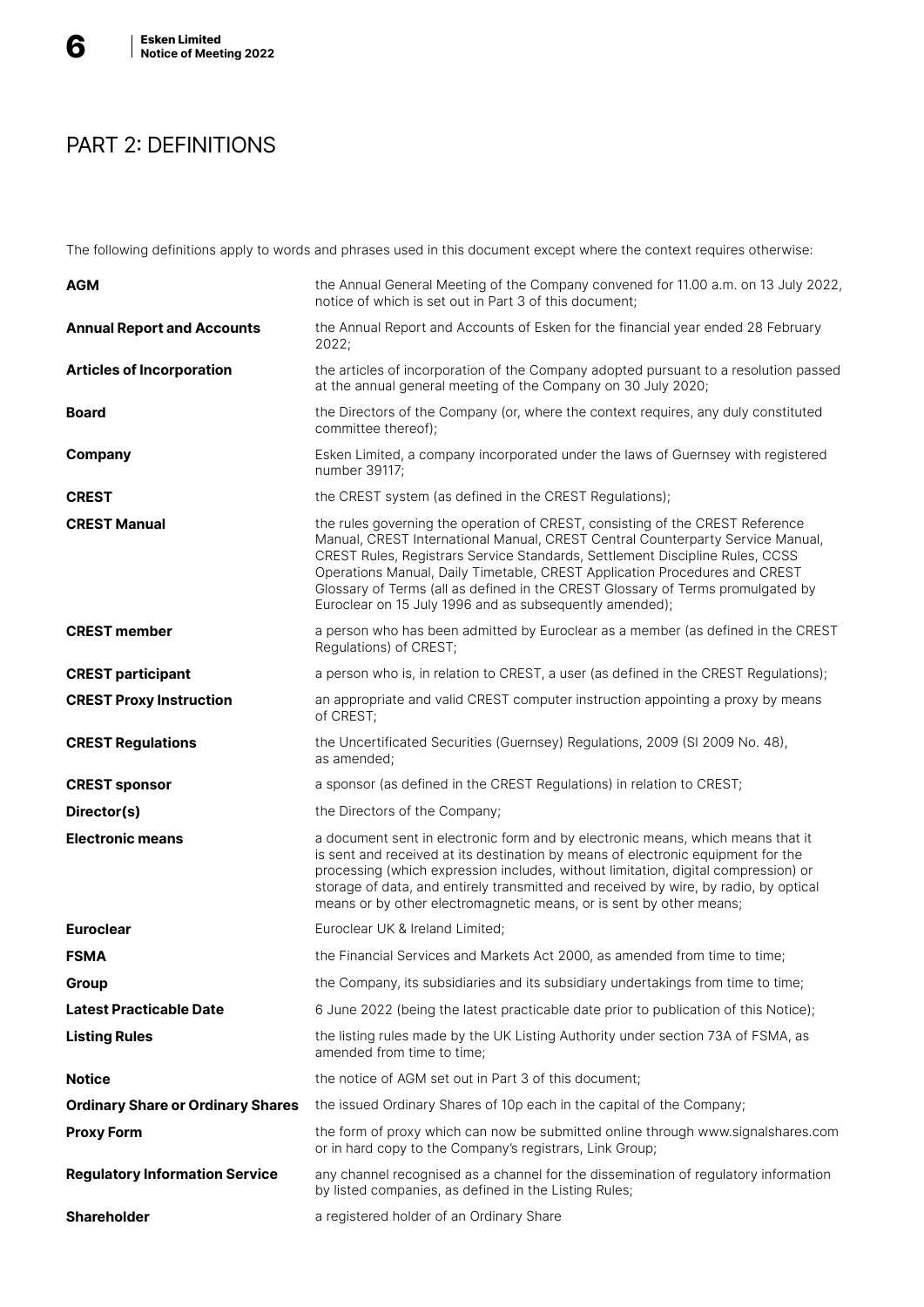# PART 2: DEFINITIONS

The following definitions apply to words and phrases used in this document except where the context requires otherwise:

| | |
|---|---|
| **AGM** | the Annual General Meeting of the Company convened for 11.00 a.m. on 13 July 2022, notice of which is set out in Part 3 of this document; |
| **Annual Report and Accounts** | the Annual Report and Accounts of Esken for the financial year ended 28 February 2022; |
| **Articles of Incorporation** | the articles of incorporation of the Company adopted pursuant to a resolution passed at the annual general meeting of the Company on 30 July 2020; |
| **Board** | the Directors of the Company (or, where the context requires, any duly constituted committee thereof); |
| **Company** | Esken Limited, a company incorporated under the laws of Guernsey with registered number 39117; |
| **CREST** | the CREST system (as defined in the CREST Regulations); |
| **CREST Manual** | the rules governing the operation of CREST, consisting of the CREST Reference Manual, CREST International Manual, CREST Central Counterparty Service Manual, CREST Rules, Registrars Service Standards, Settlement Discipline Rules, CCSS Operations Manual, Daily Timetable, CREST Application Procedures and CREST Glossary of Terms (all as defined in the CREST Glossary of Terms promulgated by Euroclear on 15 July 1996 and as subsequently amended); |
| **CREST member** | a person who has been admitted by Euroclear as a member (as defined in the CREST Regulations) of CREST; |
| **CREST participant** | a person who is, in relation to CREST, a user (as defined in the CREST Regulations); |
| **CREST Proxy Instruction** | an appropriate and valid CREST computer instruction appointing a proxy by means of CREST; |
| **CREST Regulations** | the Uncertificated Securities (Guernsey) Regulations, 2009 (SI 2009 No. 48), as amended; |
| **CREST sponsor** | a sponsor (as defined in the CREST Regulations) in relation to CREST; |
| **Director(s)** | the Directors of the Company; |
| **Electronic means** | a document sent in electronic form and by electronic means, which means that it is sent and received at its destination by means of electronic equipment for the processing (which expression includes, without limitation, digital compression) or storage of data, and entirely transmitted and received by wire, by radio, by optical means or by other electromagnetic means, or is sent by other means; |
| **Euroclear** | Euroclear UK & Ireland Limited; |
| **FSMA** | the Financial Services and Markets Act 2000, as amended from time to time; |
| **Group** | the Company, its subsidiaries and its subsidiary undertakings from time to time; |
| **Latest Practicable Date** | 6 June 2022 (being the latest practicable date prior to publication of this Notice); |
| **Listing Rules** | the listing rules made by the UK Listing Authority under section 73A of FSMA, as amended from time to time; |
| **Notice** | the notice of AGM set out in Part 3 of this document; |
| **Ordinary Share or Ordinary Shares** | the issued Ordinary Shares of 10p each in the capital of the Company; |
| **Proxy Form** | the form of proxy which can now be submitted online through www.signalshares.com or in hard copy to the Company's registrars, Link Group; |
| **Regulatory Information Service** | any channel recognised as a channel for the dissemination of regulatory information by listed companies, as defined in the Listing Rules; |
| **Shareholder** | a registered holder of an Ordinary Share |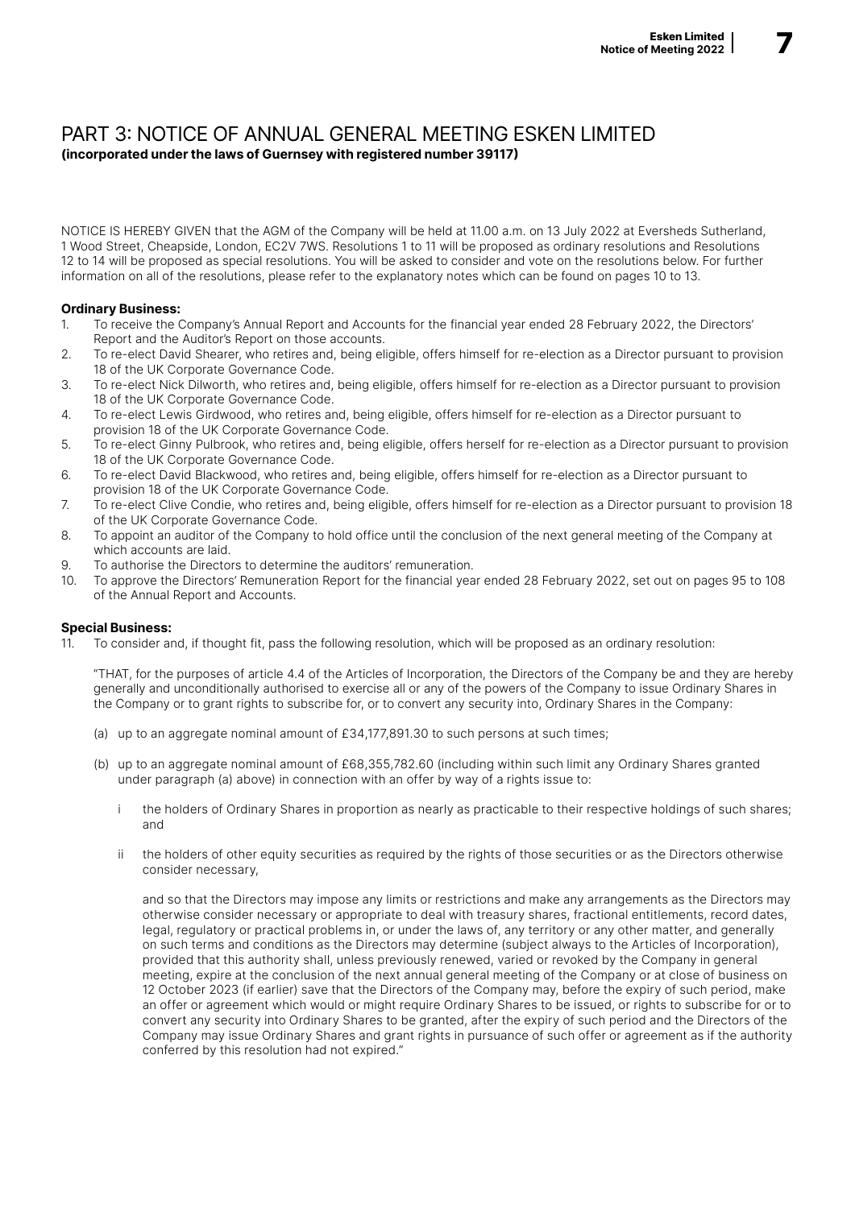# PART 3: NOTICE OF ANNUAL GENERAL MEETING ESKEN LIMITED

**(incorporated under the laws of Guernsey with registered number 39117)**

NOTICE IS HEREBY GIVEN that the AGM of the Company will be held at 11.00 a.m. on 13 July 2022 at Eversheds Sutherland, 1 Wood Street, Cheapside, London, EC2V 7WS. Resolutions 1 to 11 will be proposed as ordinary resolutions and Resolutions 12 to 14 will be proposed as special resolutions. You will be asked to consider and vote on the resolutions below. For further information on all of the resolutions, please refer to the explanatory notes which can be found on pages 10 to 13.

**Ordinary Business:**

1. To receive the Company's Annual Report and Accounts for the financial year ended 28 February 2022, the Directors' Report and the Auditor's Report on those accounts.
2. To re-elect David Shearer, who retires and, being eligible, offers himself for re-election as a Director pursuant to provision 18 of the UK Corporate Governance Code.
3. To re-elect Nick Dilworth, who retires and, being eligible, offers himself for re-election as a Director pursuant to provision 18 of the UK Corporate Governance Code.
4. To re-elect Lewis Girdwood, who retires and, being eligible, offers himself for re-election as a Director pursuant to provision 18 of the UK Corporate Governance Code.
5. To re-elect Ginny Pulbrook, who retires and, being eligible, offers herself for re-election as a Director pursuant to provision 18 of the UK Corporate Governance Code.
6. To re-elect David Blackwood, who retires and, being eligible, offers himself for re-election as a Director pursuant to provision 18 of the UK Corporate Governance Code.
7. To re-elect Clive Condie, who retires and, being eligible, offers himself for re-election as a Director pursuant to provision 18 of the UK Corporate Governance Code.
8. To appoint an auditor of the Company to hold office until the conclusion of the next general meeting of the Company at which accounts are laid.
9. To authorise the Directors to determine the auditors' remuneration.
10. To approve the Directors' Remuneration Report for the financial year ended 28 February 2022, set out on pages 95 to 108 of the Annual Report and Accounts.

**Special Business:**

11. To consider and, if thought fit, pass the following resolution, which will be proposed as an ordinary resolution:

 "THAT, for the purposes of article 4.4 of the Articles of Incorporation, the Directors of the Company be and they are hereby generally and unconditionally authorised to exercise all or any of the powers of the Company to issue Ordinary Shares in the Company or to grant rights to subscribe for, or to convert any security into, Ordinary Shares in the Company:

 (a) up to an aggregate nominal amount of £34,177,891.30 to such persons at such times;

 (b) up to an aggregate nominal amount of £68,355,782.60 (including within such limit any Ordinary Shares granted under paragraph (a) above) in connection with an offer by way of a rights issue to:

 i the holders of Ordinary Shares in proportion as nearly as practicable to their respective holdings of such shares; and

 ii the holders of other equity securities as required by the rights of those securities or as the Directors otherwise consider necessary,

 and so that the Directors may impose any limits or restrictions and make any arrangements as the Directors may otherwise consider necessary or appropriate to deal with treasury shares, fractional entitlements, record dates, legal, regulatory or practical problems in, or under the laws of, any territory or any other matter, and generally on such terms and conditions as the Directors may determine (subject always to the Articles of Incorporation), provided that this authority shall, unless previously renewed, varied or revoked by the Company in general meeting, expire at the conclusion of the next annual general meeting of the Company or at close of business on 12 October 2023 (if earlier) save that the Directors of the Company may, before the expiry of such period, make an offer or agreement which would or might require Ordinary Shares to be issued, or rights to subscribe for or to convert any security into Ordinary Shares to be granted, after the expiry of such period and the Directors of the Company may issue Ordinary Shares and grant rights in pursuance of such offer or agreement as if the authority conferred by this resolution had not expired."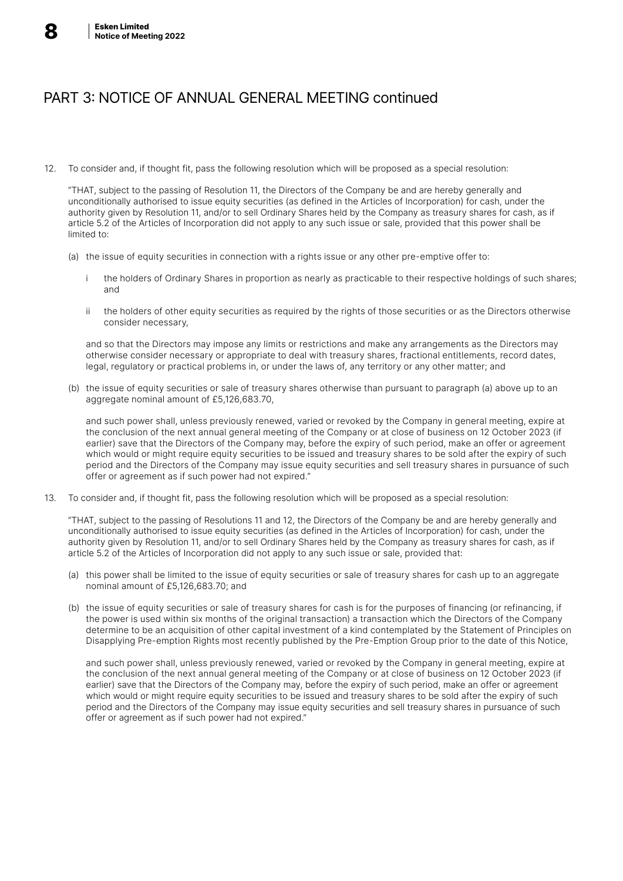## PART 3: NOTICE OF ANNUAL GENERAL MEETING continued

12. To consider and, if thought fit, pass the following resolution which will be proposed as a special resolution:

    "THAT, subject to the passing of Resolution 11, the Directors of the Company be and are hereby generally and unconditionally authorised to issue equity securities (as defined in the Articles of Incorporation) for cash, under the authority given by Resolution 11, and/or to sell Ordinary Shares held by the Company as treasury shares for cash, as if article 5.2 of the Articles of Incorporation did not apply to any such issue or sale, provided that this power shall be limited to:

    (a) the issue of equity securities in connection with a rights issue or any other pre-emptive offer to:

       i the holders of Ordinary Shares in proportion as nearly as practicable to their respective holdings of such shares; and

       ii the holders of other equity securities as required by the rights of those securities or as the Directors otherwise consider necessary,

       and so that the Directors may impose any limits or restrictions and make any arrangements as the Directors may otherwise consider necessary or appropriate to deal with treasury shares, fractional entitlements, record dates, legal, regulatory or practical problems in, or under the laws of, any territory or any other matter; and

    (b) the issue of equity securities or sale of treasury shares otherwise than pursuant to paragraph (a) above up to an aggregate nominal amount of £5,126,683.70,

       and such power shall, unless previously renewed, varied or revoked by the Company in general meeting, expire at the conclusion of the next annual general meeting of the Company or at close of business on 12 October 2023 (if earlier) save that the Directors of the Company may, before the expiry of such period, make an offer or agreement which would or might require equity securities to be issued and treasury shares to be sold after the expiry of such period and the Directors of the Company may issue equity securities and sell treasury shares in pursuance of such offer or agreement as if such power had not expired."

13. To consider and, if thought fit, pass the following resolution which will be proposed as a special resolution:

    "THAT, subject to the passing of Resolutions 11 and 12, the Directors of the Company be and are hereby generally and unconditionally authorised to issue equity securities (as defined in the Articles of Incorporation) for cash, under the authority given by Resolution 11, and/or to sell Ordinary Shares held by the Company as treasury shares for cash, as if article 5.2 of the Articles of Incorporation did not apply to any such issue or sale, provided that:

    (a) this power shall be limited to the issue of equity securities or sale of treasury shares for cash up to an aggregate nominal amount of £5,126,683.70; and

    (b) the issue of equity securities or sale of treasury shares for cash is for the purposes of financing (or refinancing, if the power is used within six months of the original transaction) a transaction which the Directors of the Company determine to be an acquisition of other capital investment of a kind contemplated by the Statement of Principles on Disapplying Pre-emption Rights most recently published by the Pre-Emption Group prior to the date of this Notice,

       and such power shall, unless previously renewed, varied or revoked by the Company in general meeting, expire at the conclusion of the next annual general meeting of the Company or at close of business on 12 October 2023 (if earlier) save that the Directors of the Company may, before the expiry of such period, make an offer or agreement which would or might require equity securities to be issued and treasury shares to be sold after the expiry of such period and the Directors of the Company may issue equity securities and sell treasury shares in pursuance of such offer or agreement as if such power had not expired."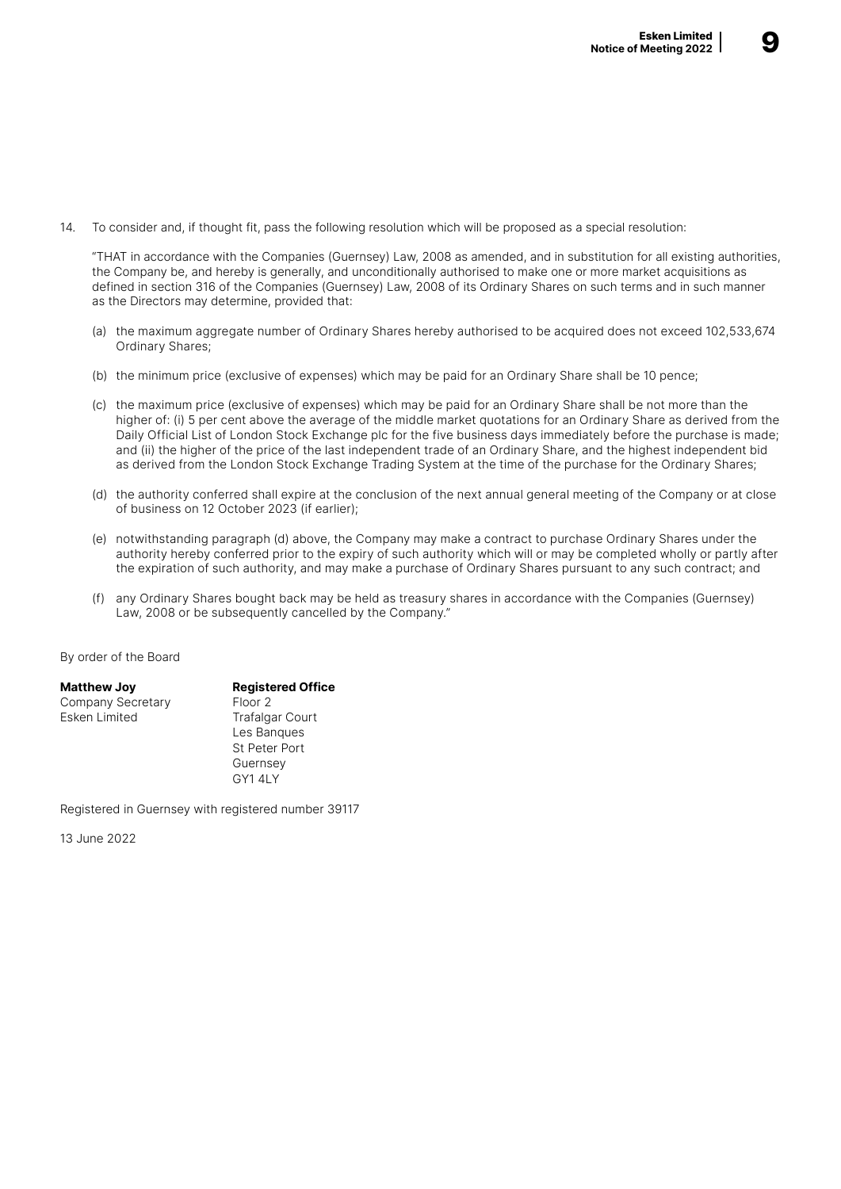14. To consider and, if thought fit, pass the following resolution which will be proposed as a special resolution:

"THAT in accordance with the Companies (Guernsey) Law, 2008 as amended, and in substitution for all existing authorities, the Company be, and hereby is generally, and unconditionally authorised to make one or more market acquisitions as defined in section 316 of the Companies (Guernsey) Law, 2008 of its Ordinary Shares on such terms and in such manner as the Directors may determine, provided that:

(a) the maximum aggregate number of Ordinary Shares hereby authorised to be acquired does not exceed 102,533,674 Ordinary Shares;

(b) the minimum price (exclusive of expenses) which may be paid for an Ordinary Share shall be 10 pence;

(c) the maximum price (exclusive of expenses) which may be paid for an Ordinary Share shall be not more than the higher of: (i) 5 per cent above the average of the middle market quotations for an Ordinary Share as derived from the Daily Official List of London Stock Exchange plc for the five business days immediately before the purchase is made; and (ii) the higher of the price of the last independent trade of an Ordinary Share, and the highest independent bid as derived from the London Stock Exchange Trading System at the time of the purchase for the Ordinary Shares;

(d) the authority conferred shall expire at the conclusion of the next annual general meeting of the Company or at close of business on 12 October 2023 (if earlier);

(e) notwithstanding paragraph (d) above, the Company may make a contract to purchase Ordinary Shares under the authority hereby conferred prior to the expiry of such authority which will or may be completed wholly or partly after the expiration of such authority, and may make a purchase of Ordinary Shares pursuant to any such contract; and

(f) any Ordinary Shares bought back may be held as treasury shares in accordance with the Companies (Guernsey) Law, 2008 or be subsequently cancelled by the Company."

By order of the Board

**Matthew Joy**
Company Secretary
Esken Limited

**Registered Office**
Floor 2
Trafalgar Court
Les Banques
St Peter Port
Guernsey
GY1 4LY

Registered in Guernsey with registered number 39117

13 June 2022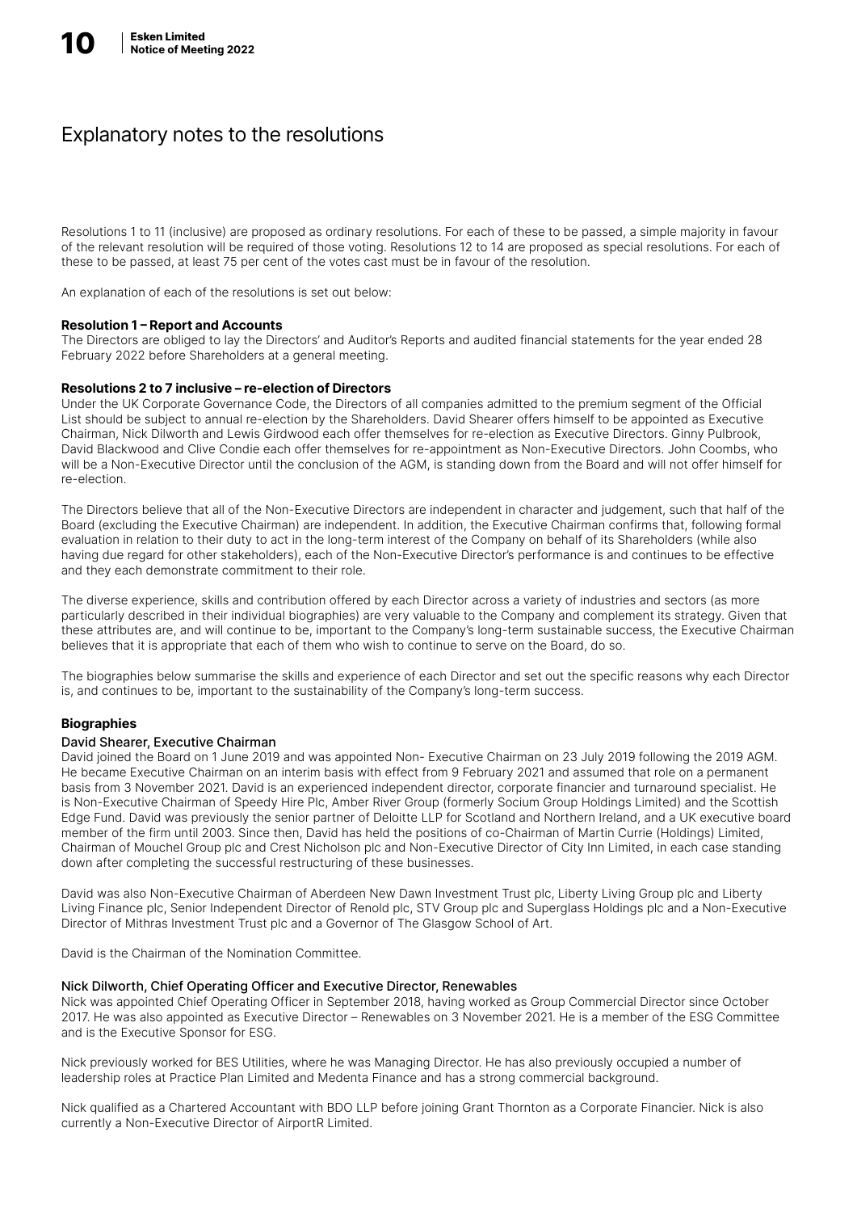# Explanatory notes to the resolutions

Resolutions 1 to 11 (inclusive) are proposed as ordinary resolutions. For each of these to be passed, a simple majority in favour of the relevant resolution will be required of those voting. Resolutions 12 to 14 are proposed as special resolutions. For each of these to be passed, at least 75 per cent of the votes cast must be in favour of the resolution.

An explanation of each of the resolutions is set out below:

**Resolution 1 – Report and Accounts**

The Directors are obliged to lay the Directors' and Auditor's Reports and audited financial statements for the year ended 28 February 2022 before Shareholders at a general meeting.

**Resolutions 2 to 7 inclusive – re-election of Directors**

Under the UK Corporate Governance Code, the Directors of all companies admitted to the premium segment of the Official List should be subject to annual re-election by the Shareholders. David Shearer offers himself to be appointed as Executive Chairman, Nick Dilworth and Lewis Girdwood each offer themselves for re-election as Executive Directors. Ginny Pulbrook, David Blackwood and Clive Condie each offer themselves for re-appointment as Non-Executive Directors. John Coombs, who will be a Non-Executive Director until the conclusion of the AGM, is standing down from the Board and will not offer himself for re-election.

The Directors believe that all of the Non-Executive Directors are independent in character and judgement, such that half of the Board (excluding the Executive Chairman) are independent. In addition, the Executive Chairman confirms that, following formal evaluation in relation to their duty to act in the long-term interest of the Company on behalf of its Shareholders (while also having due regard for other stakeholders), each of the Non-Executive Director's performance is and continues to be effective and they each demonstrate commitment to their role.

The diverse experience, skills and contribution offered by each Director across a variety of industries and sectors (as more particularly described in their individual biographies) are very valuable to the Company and complement its strategy. Given that these attributes are, and will continue to be, important to the Company's long-term sustainable success, the Executive Chairman believes that it is appropriate that each of them who wish to continue to serve on the Board, do so.

The biographies below summarise the skills and experience of each Director and set out the specific reasons why each Director is, and continues to be, important to the sustainability of the Company's long-term success.

**Biographies**

### David Shearer, Executive Chairman

David joined the Board on 1 June 2019 and was appointed Non- Executive Chairman on 23 July 2019 following the 2019 AGM. He became Executive Chairman on an interim basis with effect from 9 February 2021 and assumed that role on a permanent basis from 3 November 2021. David is an experienced independent director, corporate financier and turnaround specialist. He is Non-Executive Chairman of Speedy Hire Plc, Amber River Group (formerly Socium Group Holdings Limited) and the Scottish Edge Fund. David was previously the senior partner of Deloitte LLP for Scotland and Northern Ireland, and a UK executive board member of the firm until 2003. Since then, David has held the positions of co-Chairman of Martin Currie (Holdings) Limited, Chairman of Mouchel Group plc and Crest Nicholson plc and Non-Executive Director of City Inn Limited, in each case standing down after completing the successful restructuring of these businesses.

David was also Non-Executive Chairman of Aberdeen New Dawn Investment Trust plc, Liberty Living Group plc and Liberty Living Finance plc, Senior Independent Director of Renold plc, STV Group plc and Superglass Holdings plc and a Non-Executive Director of Mithras Investment Trust plc and a Governor of The Glasgow School of Art.

David is the Chairman of the Nomination Committee.

### Nick Dilworth, Chief Operating Officer and Executive Director, Renewables

Nick was appointed Chief Operating Officer in September 2018, having worked as Group Commercial Director since October 2017. He was also appointed as Executive Director – Renewables on 3 November 2021. He is a member of the ESG Committee and is the Executive Sponsor for ESG.

Nick previously worked for BES Utilities, where he was Managing Director. He has also previously occupied a number of leadership roles at Practice Plan Limited and Medenta Finance and has a strong commercial background.

Nick qualified as a Chartered Accountant with BDO LLP before joining Grant Thornton as a Corporate Financier. Nick is also currently a Non-Executive Director of AirportR Limited.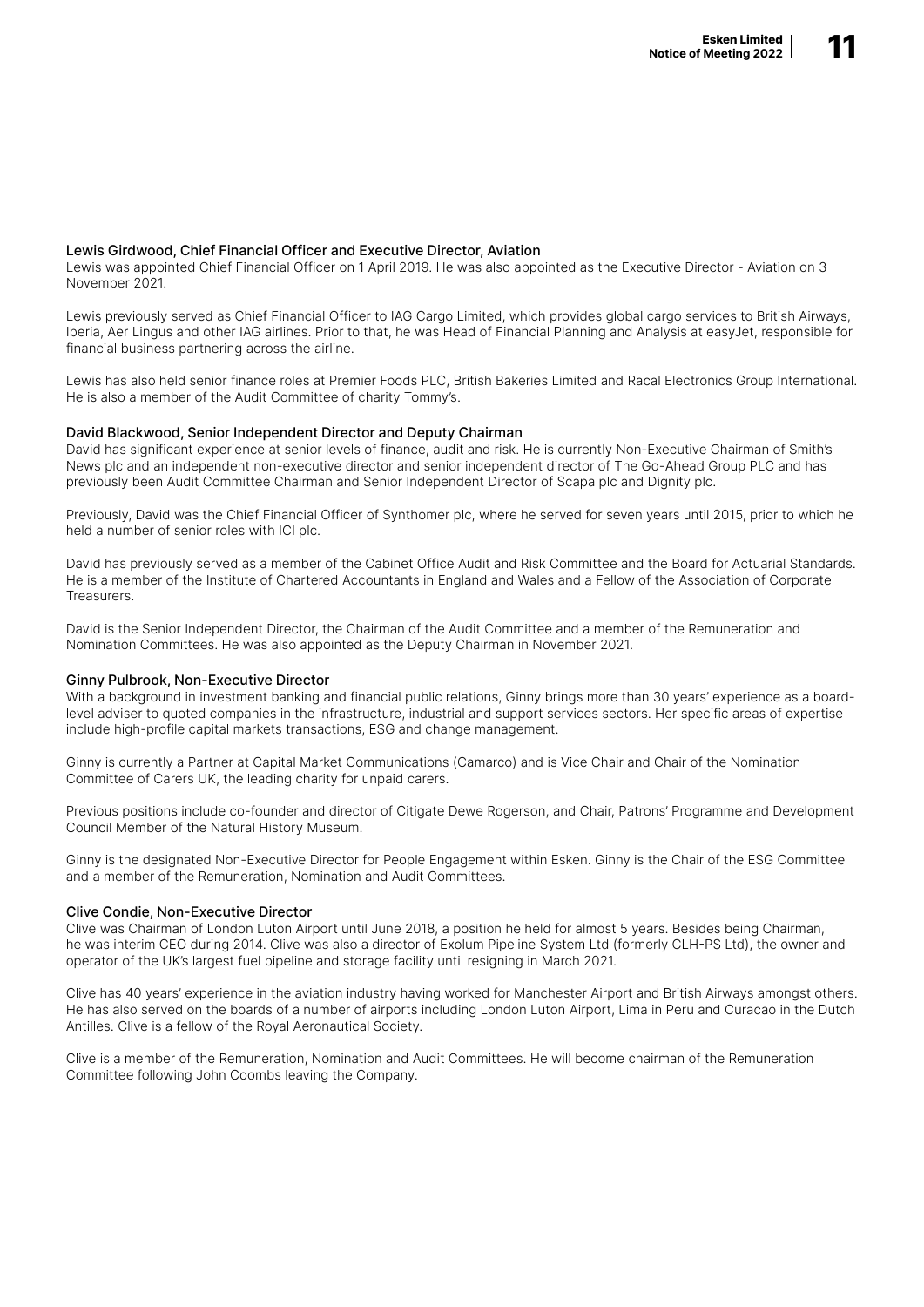### Lewis Girdwood, Chief Financial Officer and Executive Director, Aviation

Lewis was appointed Chief Financial Officer on 1 April 2019. He was also appointed as the Executive Director - Aviation on 3 November 2021.

Lewis previously served as Chief Financial Officer to IAG Cargo Limited, which provides global cargo services to British Airways, Iberia, Aer Lingus and other IAG airlines. Prior to that, he was Head of Financial Planning and Analysis at easyJet, responsible for financial business partnering across the airline.

Lewis has also held senior finance roles at Premier Foods PLC, British Bakeries Limited and Racal Electronics Group International. He is also a member of the Audit Committee of charity Tommy's.

### David Blackwood, Senior Independent Director and Deputy Chairman

David has significant experience at senior levels of finance, audit and risk. He is currently Non-Executive Chairman of Smith's News plc and an independent non-executive director and senior independent director of The Go-Ahead Group PLC and has previously been Audit Committee Chairman and Senior Independent Director of Scapa plc and Dignity plc.

Previously, David was the Chief Financial Officer of Synthomer plc, where he served for seven years until 2015, prior to which he held a number of senior roles with ICI plc.

David has previously served as a member of the Cabinet Office Audit and Risk Committee and the Board for Actuarial Standards. He is a member of the Institute of Chartered Accountants in England and Wales and a Fellow of the Association of Corporate Treasurers.

David is the Senior Independent Director, the Chairman of the Audit Committee and a member of the Remuneration and Nomination Committees. He was also appointed as the Deputy Chairman in November 2021.

### Ginny Pulbrook, Non-Executive Director

With a background in investment banking and financial public relations, Ginny brings more than 30 years' experience as a board-level adviser to quoted companies in the infrastructure, industrial and support services sectors. Her specific areas of expertise include high-profile capital markets transactions, ESG and change management.

Ginny is currently a Partner at Capital Market Communications (Camarco) and is Vice Chair and Chair of the Nomination Committee of Carers UK, the leading charity for unpaid carers.

Previous positions include co-founder and director of Citigate Dewe Rogerson, and Chair, Patrons' Programme and Development Council Member of the Natural History Museum.

Ginny is the designated Non-Executive Director for People Engagement within Esken. Ginny is the Chair of the ESG Committee and a member of the Remuneration, Nomination and Audit Committees.

### Clive Condie, Non-Executive Director

Clive was Chairman of London Luton Airport until June 2018, a position he held for almost 5 years. Besides being Chairman, he was interim CEO during 2014. Clive was also a director of Exolum Pipeline System Ltd (formerly CLH-PS Ltd), the owner and operator of the UK's largest fuel pipeline and storage facility until resigning in March 2021.

Clive has 40 years' experience in the aviation industry having worked for Manchester Airport and British Airways amongst others. He has also served on the boards of a number of airports including London Luton Airport, Lima in Peru and Curacao in the Dutch Antilles. Clive is a fellow of the Royal Aeronautical Society.

Clive is a member of the Remuneration, Nomination and Audit Committees. He will become chairman of the Remuneration Committee following John Coombs leaving the Company.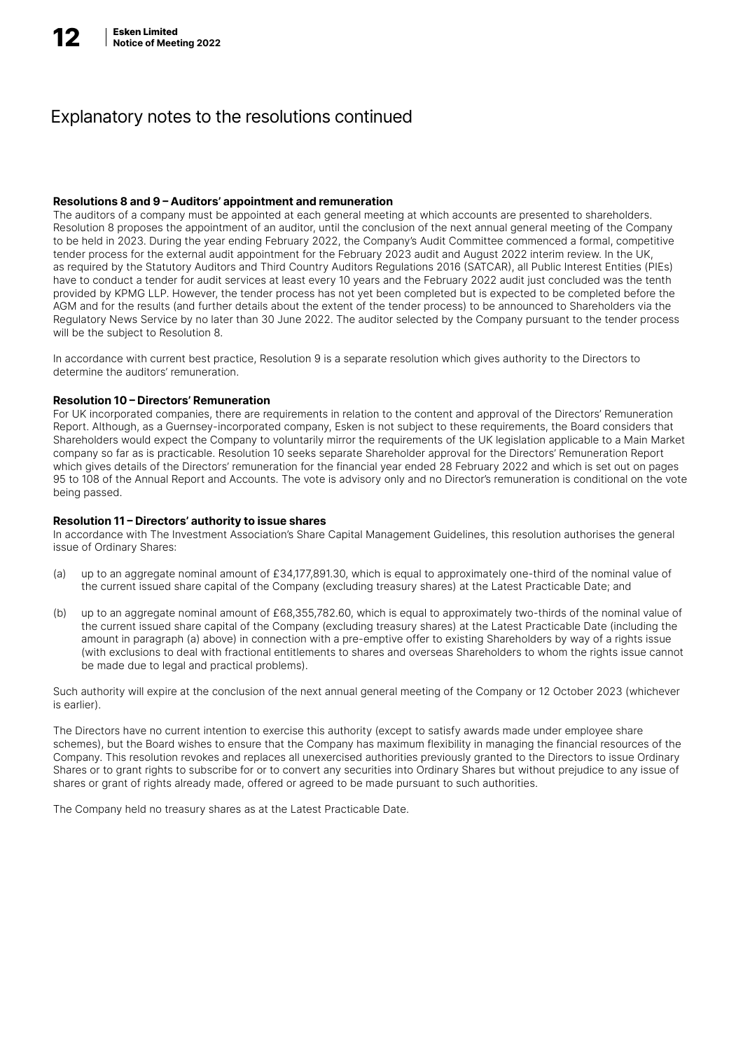# Explanatory notes to the resolutions continued

**Resolutions 8 and 9 – Auditors' appointment and remuneration**

The auditors of a company must be appointed at each general meeting at which accounts are presented to shareholders. Resolution 8 proposes the appointment of an auditor, until the conclusion of the next annual general meeting of the Company to be held in 2023. During the year ending February 2022, the Company's Audit Committee commenced a formal, competitive tender process for the external audit appointment for the February 2023 audit and August 2022 interim review. In the UK, as required by the Statutory Auditors and Third Country Auditors Regulations 2016 (SATCAR), all Public Interest Entities (PIEs) have to conduct a tender for audit services at least every 10 years and the February 2022 audit just concluded was the tenth provided by KPMG LLP. However, the tender process has not yet been completed but is expected to be completed before the AGM and for the results (and further details about the extent of the tender process) to be announced to Shareholders via the Regulatory News Service by no later than 30 June 2022. The auditor selected by the Company pursuant to the tender process will be the subject to Resolution 8.

In accordance with current best practice, Resolution 9 is a separate resolution which gives authority to the Directors to determine the auditors' remuneration.

**Resolution 10 – Directors' Remuneration**

For UK incorporated companies, there are requirements in relation to the content and approval of the Directors' Remuneration Report. Although, as a Guernsey-incorporated company, Esken is not subject to these requirements, the Board considers that Shareholders would expect the Company to voluntarily mirror the requirements of the UK legislation applicable to a Main Market company so far as is practicable. Resolution 10 seeks separate Shareholder approval for the Directors' Remuneration Report which gives details of the Directors' remuneration for the financial year ended 28 February 2022 and which is set out on pages 95 to 108 of the Annual Report and Accounts. The vote is advisory only and no Director's remuneration is conditional on the vote being passed.

**Resolution 11 – Directors' authority to issue shares**

In accordance with The Investment Association's Share Capital Management Guidelines, this resolution authorises the general issue of Ordinary Shares:

(a) up to an aggregate nominal amount of £34,177,891.30, which is equal to approximately one-third of the nominal value of the current issued share capital of the Company (excluding treasury shares) at the Latest Practicable Date; and

(b) up to an aggregate nominal amount of £68,355,782.60, which is equal to approximately two-thirds of the nominal value of the current issued share capital of the Company (excluding treasury shares) at the Latest Practicable Date (including the amount in paragraph (a) above) in connection with a pre-emptive offer to existing Shareholders by way of a rights issue (with exclusions to deal with fractional entitlements to shares and overseas Shareholders to whom the rights issue cannot be made due to legal and practical problems).

Such authority will expire at the conclusion of the next annual general meeting of the Company or 12 October 2023 (whichever is earlier).

The Directors have no current intention to exercise this authority (except to satisfy awards made under employee share schemes), but the Board wishes to ensure that the Company has maximum flexibility in managing the financial resources of the Company. This resolution revokes and replaces all unexercised authorities previously granted to the Directors to issue Ordinary Shares or to grant rights to subscribe for or to convert any securities into Ordinary Shares but without prejudice to any issue of shares or grant of rights already made, offered or agreed to be made pursuant to such authorities.

The Company held no treasury shares as at the Latest Practicable Date.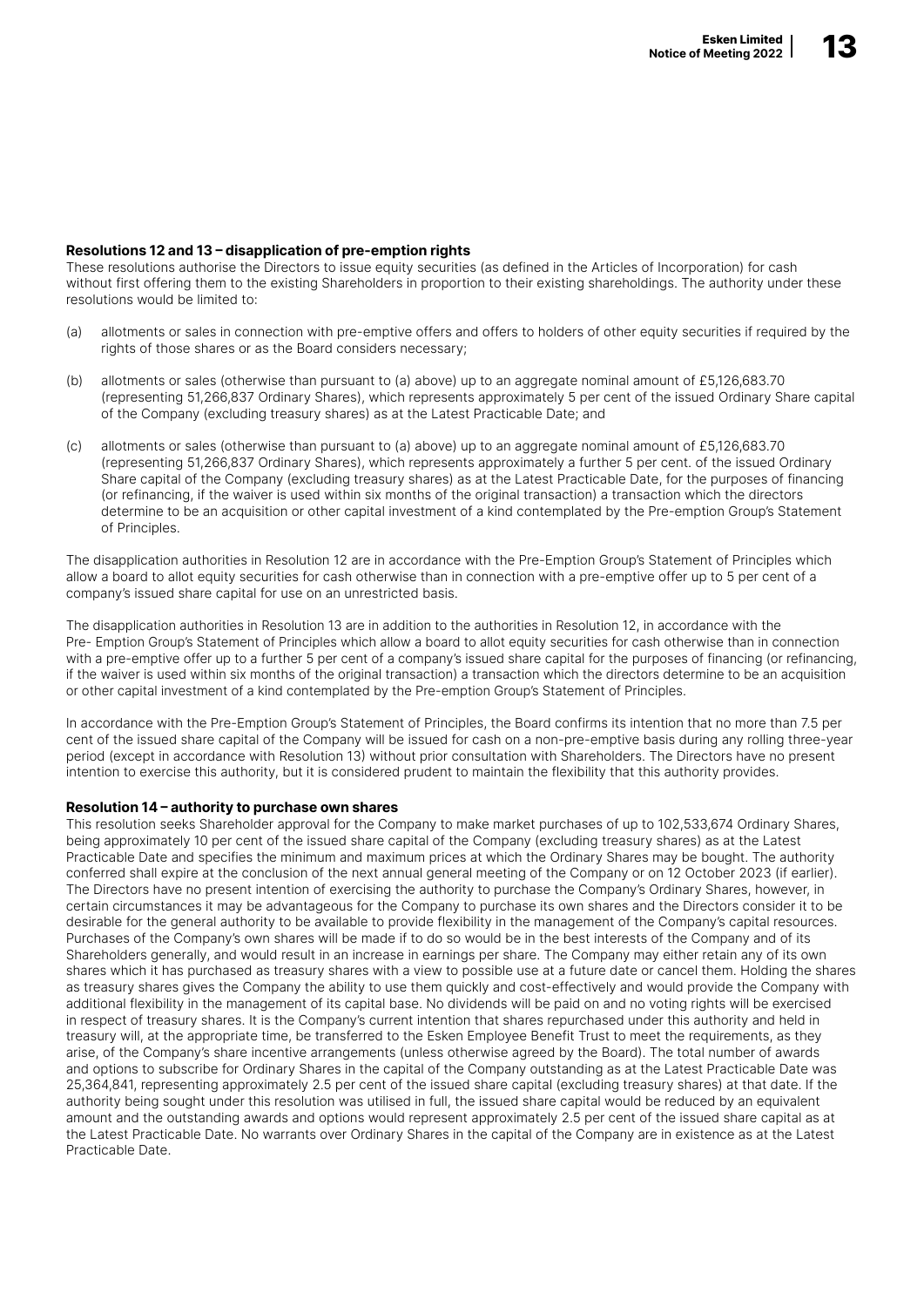### Resolutions 12 and 13 – disapplication of pre-emption rights

These resolutions authorise the Directors to issue equity securities (as defined in the Articles of Incorporation) for cash without first offering them to the existing Shareholders in proportion to their existing shareholdings. The authority under these resolutions would be limited to:

(a) allotments or sales in connection with pre-emptive offers and offers to holders of other equity securities if required by the rights of those shares or as the Board considers necessary;

(b) allotments or sales (otherwise than pursuant to (a) above) up to an aggregate nominal amount of £5,126,683.70 (representing 51,266,837 Ordinary Shares), which represents approximately 5 per cent of the issued Ordinary Share capital of the Company (excluding treasury shares) as at the Latest Practicable Date; and

(c) allotments or sales (otherwise than pursuant to (a) above) up to an aggregate nominal amount of £5,126,683.70 (representing 51,266,837 Ordinary Shares), which represents approximately a further 5 per cent. of the issued Ordinary Share capital of the Company (excluding treasury shares) as at the Latest Practicable Date, for the purposes of financing (or refinancing, if the waiver is used within six months of the original transaction) a transaction which the directors determine to be an acquisition or other capital investment of a kind contemplated by the Pre-emption Group's Statement of Principles.

The disapplication authorities in Resolution 12 are in accordance with the Pre-Emption Group's Statement of Principles which allow a board to allot equity securities for cash otherwise than in connection with a pre-emptive offer up to 5 per cent of a company's issued share capital for use on an unrestricted basis.

The disapplication authorities in Resolution 13 are in addition to the authorities in Resolution 12, in accordance with the Pre- Emption Group's Statement of Principles which allow a board to allot equity securities for cash otherwise than in connection with a pre-emptive offer up to a further 5 per cent of a company's issued share capital for the purposes of financing (or refinancing, if the waiver is used within six months of the original transaction) a transaction which the directors determine to be an acquisition or other capital investment of a kind contemplated by the Pre-emption Group's Statement of Principles.

In accordance with the Pre-Emption Group's Statement of Principles, the Board confirms its intention that no more than 7.5 per cent of the issued share capital of the Company will be issued for cash on a non-pre-emptive basis during any rolling three-year period (except in accordance with Resolution 13) without prior consultation with Shareholders. The Directors have no present intention to exercise this authority, but it is considered prudent to maintain the flexibility that this authority provides.

### Resolution 14 – authority to purchase own shares

This resolution seeks Shareholder approval for the Company to make market purchases of up to 102,533,674 Ordinary Shares, being approximately 10 per cent of the issued share capital of the Company (excluding treasury shares) as at the Latest Practicable Date and specifies the minimum and maximum prices at which the Ordinary Shares may be bought. The authority conferred shall expire at the conclusion of the next annual general meeting of the Company or on 12 October 2023 (if earlier). The Directors have no present intention of exercising the authority to purchase the Company's Ordinary Shares, however, in certain circumstances it may be advantageous for the Company to purchase its own shares and the Directors consider it to be desirable for the general authority to be available to provide flexibility in the management of the Company's capital resources. Purchases of the Company's own shares will be made if to do so would be in the best interests of the Company and of its Shareholders generally, and would result in an increase in earnings per share. The Company may either retain any of its own shares which it has purchased as treasury shares with a view to possible use at a future date or cancel them. Holding the shares as treasury shares gives the Company the ability to use them quickly and cost-effectively and would provide the Company with additional flexibility in the management of its capital base. No dividends will be paid on and no voting rights will be exercised in respect of treasury shares. It is the Company's current intention that shares repurchased under this authority and held in treasury will, at the appropriate time, be transferred to the Esken Employee Benefit Trust to meet the requirements, as they arise, of the Company's share incentive arrangements (unless otherwise agreed by the Board). The total number of awards and options to subscribe for Ordinary Shares in the capital of the Company outstanding as at the Latest Practicable Date was 25,364,841, representing approximately 2.5 per cent of the issued share capital (excluding treasury shares) at that date. If the authority being sought under this resolution was utilised in full, the issued share capital would be reduced by an equivalent amount and the outstanding awards and options would represent approximately 2.5 per cent of the issued share capital as at the Latest Practicable Date. No warrants over Ordinary Shares in the capital of the Company are in existence as at the Latest Practicable Date.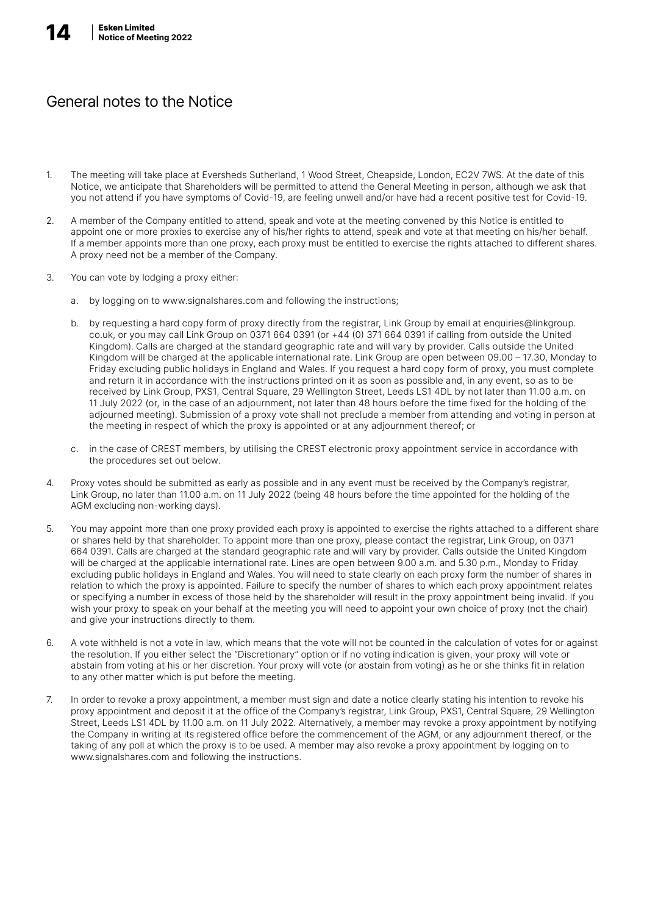# General notes to the Notice

1. The meeting will take place at Eversheds Sutherland, 1 Wood Street, Cheapside, London, EC2V 7WS. At the date of this Notice, we anticipate that Shareholders will be permitted to attend the General Meeting in person, although we ask that you not attend if you have symptoms of Covid-19, are feeling unwell and/or have had a recent positive test for Covid-19.

2. A member of the Company entitled to attend, speak and vote at the meeting convened by this Notice is entitled to appoint one or more proxies to exercise any of his/her rights to attend, speak and vote at that meeting on his/her behalf. If a member appoints more than one proxy, each proxy must be entitled to exercise the rights attached to different shares. A proxy need not be a member of the Company.

3. You can vote by lodging a proxy either:

    a. by logging on to www.signalshares.com and following the instructions;

    b. by requesting a hard copy form of proxy directly from the registrar, Link Group by email at enquiries@linkgroup.co.uk, or you may call Link Group on 0371 664 0391 (or +44 (0) 371 664 0391 if calling from outside the United Kingdom). Calls are charged at the standard geographic rate and will vary by provider. Calls outside the United Kingdom will be charged at the applicable international rate. Link Group are open between 09.00 – 17.30, Monday to Friday excluding public holidays in England and Wales. If you request a hard copy form of proxy, you must complete and return it in accordance with the instructions printed on it as soon as possible and, in any event, so as to be received by Link Group, PXS1, Central Square, 29 Wellington Street, Leeds LS1 4DL by not later than 11.00 a.m. on 11 July 2022 (or, in the case of an adjournment, not later than 48 hours before the time fixed for the holding of the adjourned meeting). Submission of a proxy vote shall not preclude a member from attending and voting in person at the meeting in respect of which the proxy is appointed or at any adjournment thereof; or

    c. in the case of CREST members, by utilising the CREST electronic proxy appointment service in accordance with the procedures set out below.

4. Proxy votes should be submitted as early as possible and in any event must be received by the Company's registrar, Link Group, no later than 11.00 a.m. on 11 July 2022 (being 48 hours before the time appointed for the holding of the AGM excluding non-working days).

5. You may appoint more than one proxy provided each proxy is appointed to exercise the rights attached to a different share or shares held by that shareholder. To appoint more than one proxy, please contact the registrar, Link Group, on 0371 664 0391. Calls are charged at the standard geographic rate and will vary by provider. Calls outside the United Kingdom will be charged at the applicable international rate. Lines are open between 9.00 a.m. and 5.30 p.m., Monday to Friday excluding public holidays in England and Wales. You will need to state clearly on each proxy form the number of shares in relation to which the proxy is appointed. Failure to specify the number of shares to which each proxy appointment relates or specifying a number in excess of those held by the shareholder will result in the proxy appointment being invalid. If you wish your proxy to speak on your behalf at the meeting you will need to appoint your own choice of proxy (not the chair) and give your instructions directly to them.

6. A vote withheld is not a vote in law, which means that the vote will not be counted in the calculation of votes for or against the resolution. If you either select the "Discretionary" option or if no voting indication is given, your proxy will vote or abstain from voting at his or her discretion. Your proxy will vote (or abstain from voting) as he or she thinks fit in relation to any other matter which is put before the meeting.

7. In order to revoke a proxy appointment, a member must sign and date a notice clearly stating his intention to revoke his proxy appointment and deposit it at the office of the Company's registrar, Link Group, PXS1, Central Square, 29 Wellington Street, Leeds LS1 4DL by 11.00 a.m. on 11 July 2022. Alternatively, a member may revoke a proxy appointment by notifying the Company in writing at its registered office before the commencement of the AGM, or any adjournment thereof, or the taking of any poll at which the proxy is to be used. A member may also revoke a proxy appointment by logging on to www.signalshares.com and following the instructions.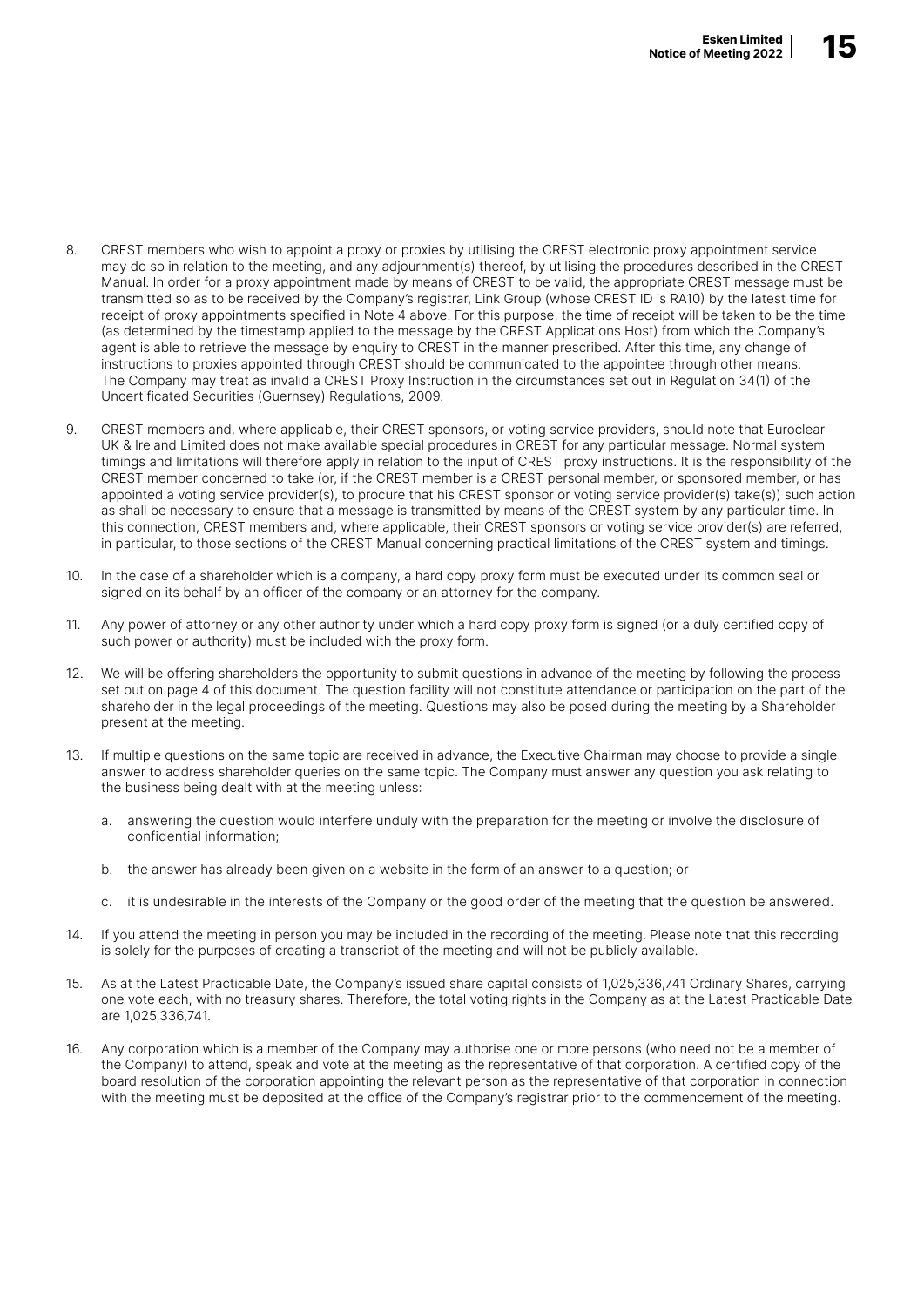8. CREST members who wish to appoint a proxy or proxies by utilising the CREST electronic proxy appointment service may do so in relation to the meeting, and any adjournment(s) thereof, by utilising the procedures described in the CREST Manual. In order for a proxy appointment made by means of CREST to be valid, the appropriate CREST message must be transmitted so as to be received by the Company's registrar, Link Group (whose CREST ID is RA10) by the latest time for receipt of proxy appointments specified in Note 4 above. For this purpose, the time of receipt will be taken to be the time (as determined by the timestamp applied to the message by the CREST Applications Host) from which the Company's agent is able to retrieve the message by enquiry to CREST in the manner prescribed. After this time, any change of instructions to proxies appointed through CREST should be communicated to the appointee through other means. The Company may treat as invalid a CREST Proxy Instruction in the circumstances set out in Regulation 34(1) of the Uncertificated Securities (Guernsey) Regulations, 2009.

9. CREST members and, where applicable, their CREST sponsors, or voting service providers, should note that Euroclear UK & Ireland Limited does not make available special procedures in CREST for any particular message. Normal system timings and limitations will therefore apply in relation to the input of CREST proxy instructions. It is the responsibility of the CREST member concerned to take (or, if the CREST member is a CREST personal member, or sponsored member, or has appointed a voting service provider(s), to procure that his CREST sponsor or voting service provider(s) take(s)) such action as shall be necessary to ensure that a message is transmitted by means of the CREST system by any particular time. In this connection, CREST members and, where applicable, their CREST sponsors or voting service provider(s) are referred, in particular, to those sections of the CREST Manual concerning practical limitations of the CREST system and timings.

10. In the case of a shareholder which is a company, a hard copy proxy form must be executed under its common seal or signed on its behalf by an officer of the company or an attorney for the company.

11. Any power of attorney or any other authority under which a hard copy proxy form is signed (or a duly certified copy of such power or authority) must be included with the proxy form.

12. We will be offering shareholders the opportunity to submit questions in advance of the meeting by following the process set out on page 4 of this document. The question facility will not constitute attendance or participation on the part of the shareholder in the legal proceedings of the meeting. Questions may also be posed during the meeting by a Shareholder present at the meeting.

13. If multiple questions on the same topic are received in advance, the Executive Chairman may choose to provide a single answer to address shareholder queries on the same topic. The Company must answer any question you ask relating to the business being dealt with at the meeting unless:

    a. answering the question would interfere unduly with the preparation for the meeting or involve the disclosure of confidential information;

    b. the answer has already been given on a website in the form of an answer to a question; or

    c. it is undesirable in the interests of the Company or the good order of the meeting that the question be answered.

14. If you attend the meeting in person you may be included in the recording of the meeting. Please note that this recording is solely for the purposes of creating a transcript of the meeting and will not be publicly available.

15. As at the Latest Practicable Date, the Company's issued share capital consists of 1,025,336,741 Ordinary Shares, carrying one vote each, with no treasury shares. Therefore, the total voting rights in the Company as at the Latest Practicable Date are 1,025,336,741.

16. Any corporation which is a member of the Company may authorise one or more persons (who need not be a member of the Company) to attend, speak and vote at the meeting as the representative of that corporation. A certified copy of the board resolution of the corporation appointing the relevant person as the representative of that corporation in connection with the meeting must be deposited at the office of the Company's registrar prior to the commencement of the meeting.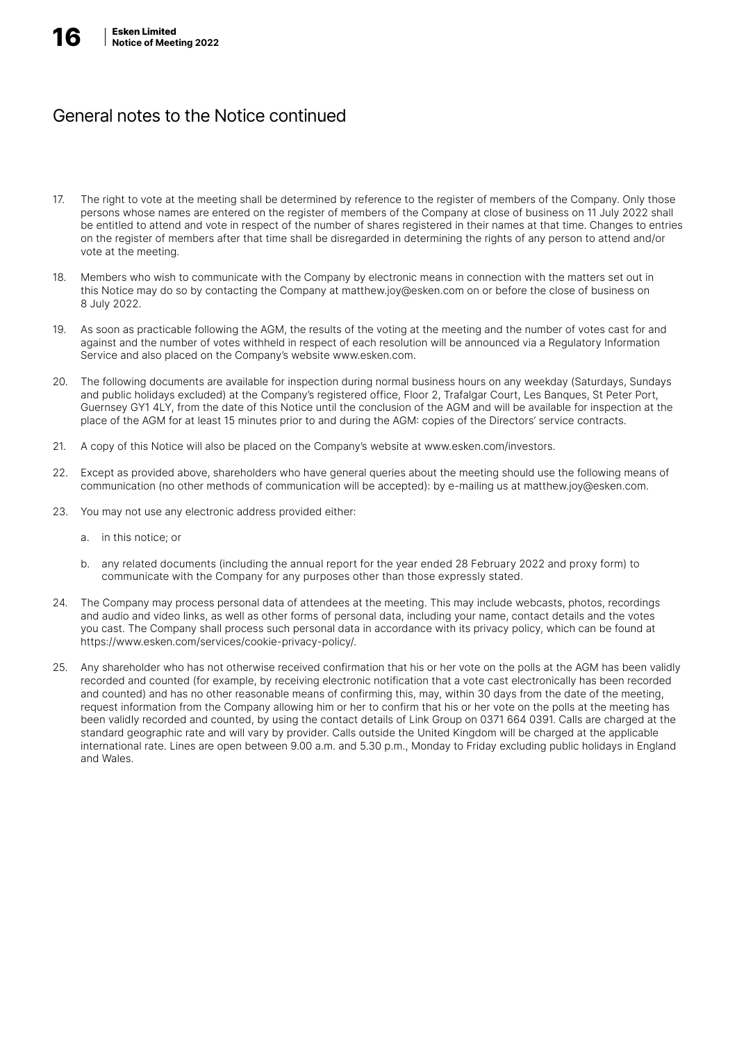## General notes to the Notice continued

17. The right to vote at the meeting shall be determined by reference to the register of members of the Company. Only those persons whose names are entered on the register of members of the Company at close of business on 11 July 2022 shall be entitled to attend and vote in respect of the number of shares registered in their names at that time. Changes to entries on the register of members after that time shall be disregarded in determining the rights of any person to attend and/or vote at the meeting.

18. Members who wish to communicate with the Company by electronic means in connection with the matters set out in this Notice may do so by contacting the Company at matthew.joy@esken.com on or before the close of business on 8 July 2022.

19. As soon as practicable following the AGM, the results of the voting at the meeting and the number of votes cast for and against and the number of votes withheld in respect of each resolution will be announced via a Regulatory Information Service and also placed on the Company's website www.esken.com.

20. The following documents are available for inspection during normal business hours on any weekday (Saturdays, Sundays and public holidays excluded) at the Company's registered office, Floor 2, Trafalgar Court, Les Banques, St Peter Port, Guernsey GY1 4LY, from the date of this Notice until the conclusion of the AGM and will be available for inspection at the place of the AGM for at least 15 minutes prior to and during the AGM: copies of the Directors' service contracts.

21. A copy of this Notice will also be placed on the Company's website at www.esken.com/investors.

22. Except as provided above, shareholders who have general queries about the meeting should use the following means of communication (no other methods of communication will be accepted): by e-mailing us at matthew.joy@esken.com.

23. You may not use any electronic address provided either:

    a. in this notice; or

    b. any related documents (including the annual report for the year ended 28 February 2022 and proxy form) to communicate with the Company for any purposes other than those expressly stated.

24. The Company may process personal data of attendees at the meeting. This may include webcasts, photos, recordings and audio and video links, as well as other forms of personal data, including your name, contact details and the votes you cast. The Company shall process such personal data in accordance with its privacy policy, which can be found at https://www.esken.com/services/cookie-privacy-policy/.

25. Any shareholder who has not otherwise received confirmation that his or her vote on the polls at the AGM has been validly recorded and counted (for example, by receiving electronic notification that a vote cast electronically has been recorded and counted) and has no other reasonable means of confirming this, may, within 30 days from the date of the meeting, request information from the Company allowing him or her to confirm that his or her vote on the polls at the meeting has been validly recorded and counted, by using the contact details of Link Group on 0371 664 0391. Calls are charged at the standard geographic rate and will vary by provider. Calls outside the United Kingdom will be charged at the applicable international rate. Lines are open between 9.00 a.m. and 5.30 p.m., Monday to Friday excluding public holidays in England and Wales.